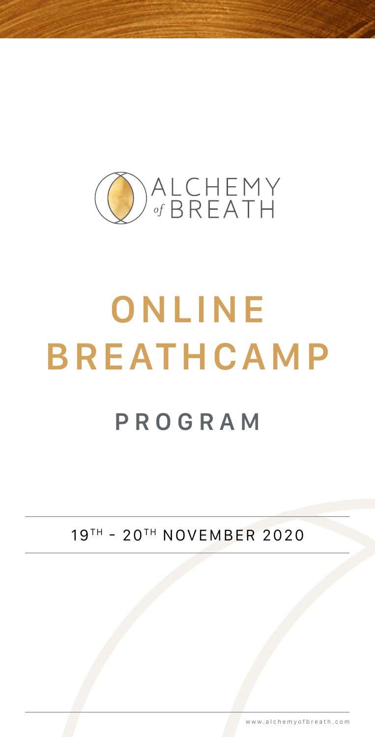ALCHEMY of BREATH

# ONLINE BREATHCAMP

## PROGRAM

19TH - 20TH NOVEMBER 2020

www.alchemyofbreath.com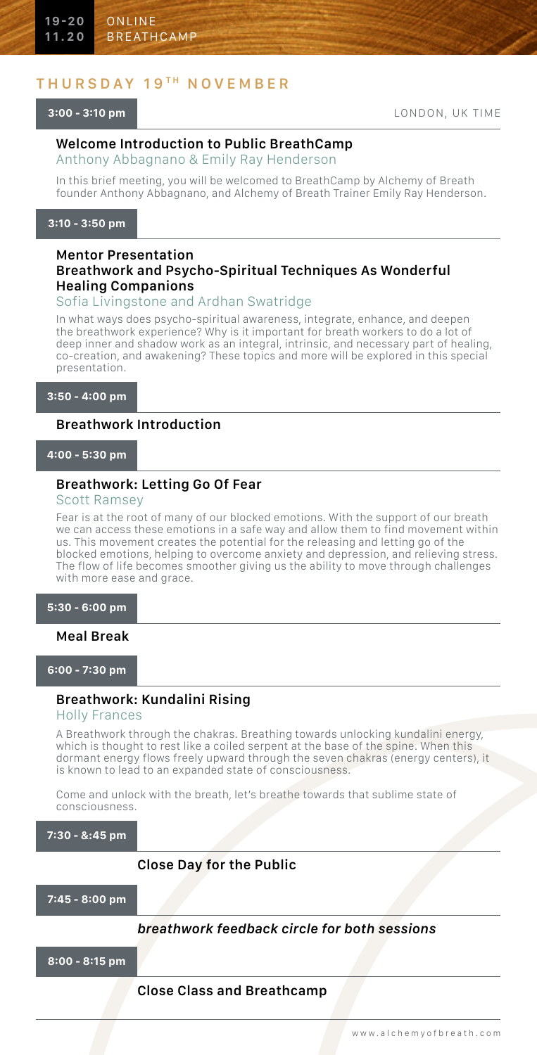## THURSDAY 19TH NOVEMBER

**3:00 - 3:10 pm** LONDON, UK TIME

### Welcome Introduction to Public BreathCamp
Anthony Abbagnano & Emily Ray Henderson

In this brief meeting, you will be welcomed to BreathCamp by Alchemy of Breath founder Anthony Abbagnano, and Alchemy of Breath Trainer Emily Ray Henderson.

**3:10 - 3:50 pm**

### Mentor Presentation
### Breathwork and Psycho-Spiritual Techniques As Wonderful Healing Companions
Sofia Livingstone and Ardhan Swatridge

In what ways does psycho-spiritual awareness, integrate, enhance, and deepen the breathwork experience? Why is it important for breath workers to do a lot of deep inner and shadow work as an integral, intrinsic, and necessary part of healing, co-creation, and awakening? These topics and more will be explored in this special presentation.

**3:50 - 4:00 pm**

### Breathwork Introduction

**4:00 - 5:30 pm**

### Breathwork: Letting Go Of Fear
Scott Ramsey

Fear is at the root of many of our blocked emotions. With the support of our breath we can access these emotions in a safe way and allow them to find movement within us. This movement creates the potential for the releasing and letting go of the blocked emotions, helping to overcome anxiety and depression, and relieving stress. The flow of life becomes smoother giving us the ability to move through challenges with more ease and grace.

**5:30 - 6:00 pm**

### Meal Break

**6:00 - 7:30 pm**

### Breathwork: Kundalini Rising
Holly Frances

A Breathwork through the chakras. Breathing towards unlocking kundalini energy, which is thought to rest like a coiled serpent at the base of the spine. When this dormant energy flows freely upward through the seven chakras (energy centers), it is known to lead to an expanded state of consciousness.

Come and unlock with the breath, let's breathe towards that sublime state of consciousness.

**7:30 - &:45 pm**

### Close Day for the Public

**7:45 - 8:00 pm**

### *breathwork feedback circle for both sessions*

**8:00 - 8:15 pm**

### Close Class and Breathcamp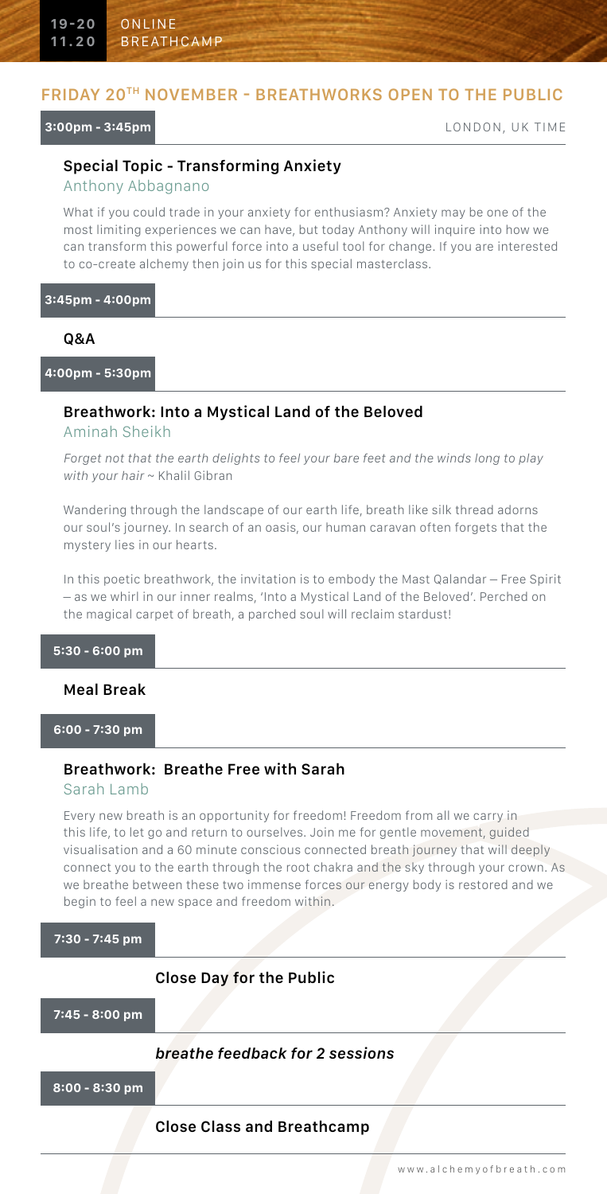## FRIDAY 20TH NOVEMBER - BREATHWORKS OPEN TO THE PUBLIC

**3:00pm - 3:45pm** LONDON, UK TIME

### Special Topic - Transforming Anxiety

Anthony Abbagnano

What if you could trade in your anxiety for enthusiasm? Anxiety may be one of the most limiting experiences we can have, but today Anthony will inquire into how we can transform this powerful force into a useful tool for change. If you are interested to co-create alchemy then join us for this special masterclass.

**3:45pm - 4:00pm**

### Q&A

**4:00pm - 5:30pm**

### Breathwork: Into a Mystical Land of the Beloved

Aminah Sheikh

*Forget not that the earth delights to feel your bare feet and the winds long to play with your hair* ~ Khalil Gibran

Wandering through the landscape of our earth life, breath like silk thread adorns our soul's journey. In search of an oasis, our human caravan often forgets that the mystery lies in our hearts.

In this poetic breathwork, the invitation is to embody the Mast Qalandar – Free Spirit – as we whirl in our inner realms, 'Into a Mystical Land of the Beloved'. Perched on the magical carpet of breath, a parched soul will reclaim stardust!

**5:30 - 6:00 pm**

### Meal Break

**6:00 - 7:30 pm**

### Breathwork: Breathe Free with Sarah

Sarah Lamb

Every new breath is an opportunity for freedom! Freedom from all we carry in this life, to let go and return to ourselves. Join me for gentle movement, guided visualisation and a 60 minute conscious connected breath journey that will deeply connect you to the earth through the root chakra and the sky through your crown. As we breathe between these two immense forces our energy body is restored and we begin to feel a new space and freedom within.

**7:30 - 7:45 pm**

### Close Day for the Public

**7:45 - 8:00 pm**

### *breathe feedback for 2 sessions*

**8:00 - 8:30 pm**

### Close Class and Breathcamp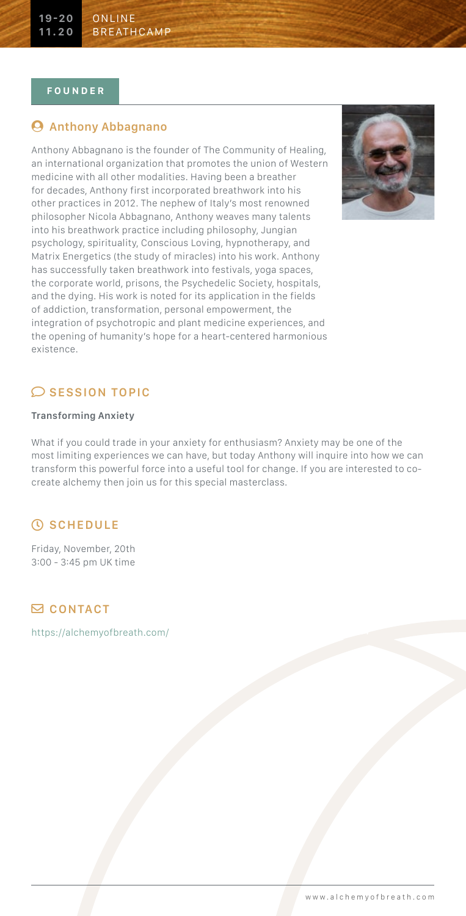## FOUNDER

### Anthony Abbagnano

Anthony Abbagnano is the founder of The Community of Healing, an international organization that promotes the union of Western medicine with all other modalities. Having been a breather for decades, Anthony first incorporated breathwork into his other practices in 2012. The nephew of Italy's most renowned philosopher Nicola Abbagnano, Anthony weaves many talents into his breathwork practice including philosophy, Jungian psychology, spirituality, Conscious Loving, hypnotherapy, and Matrix Energetics (the study of miracles) into his work. Anthony has successfully taken breathwork into festivals, yoga spaces, the corporate world, prisons, the Psychedelic Society, hospitals, and the dying. His work is noted for its application in the fields of addiction, transformation, personal empowerment, the integration of psychotropic and plant medicine experiences, and the opening of humanity's hope for a heart-centered harmonious existence.

## SESSION TOPIC

**Transforming Anxiety**

What if you could trade in your anxiety for enthusiasm? Anxiety may be one of the most limiting experiences we can have, but today Anthony will inquire into how we can transform this powerful force into a useful tool for change. If you are interested to co-create alchemy then join us for this special masterclass.

## SCHEDULE

Friday, November, 20th
3:00 - 3:45 pm UK time

## CONTACT

https://alchemyofbreath.com/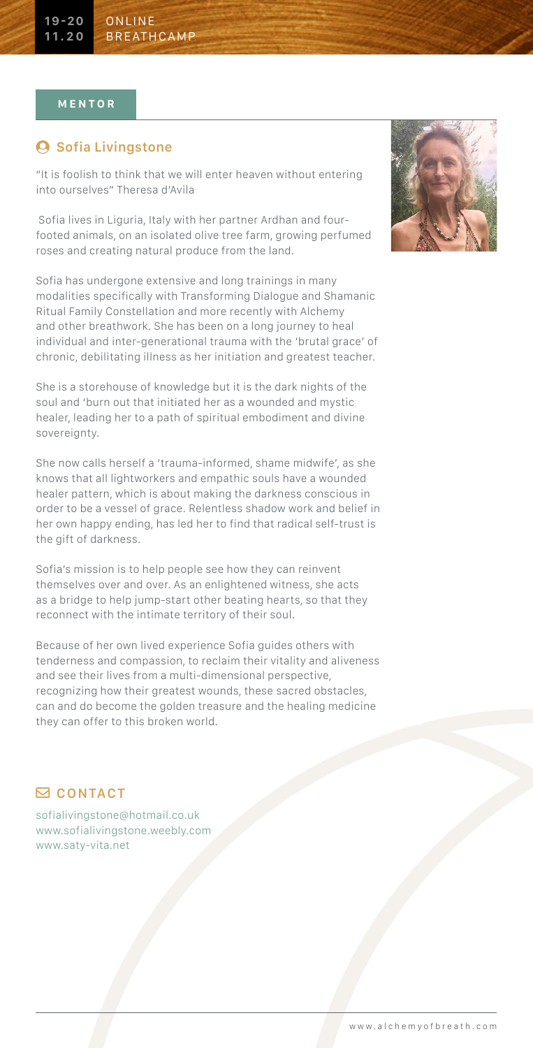## MENTOR

### Sofia Livingstone

"It is foolish to think that we will enter heaven without entering into ourselves" Theresa d'Avila

Sofia lives in Liguria, Italy with her partner Ardhan and four-footed animals, on an isolated olive tree farm, growing perfumed roses and creating natural produce from the land.

Sofia has undergone extensive and long trainings in many modalities specifically with Transforming Dialogue and Shamanic Ritual Family Constellation and more recently with Alchemy and other breathwork. She has been on a long journey to heal individual and inter-generational trauma with the 'brutal grace' of chronic, debilitating illness as her initiation and greatest teacher.

She is a storehouse of knowledge but it is the dark nights of the soul and 'burn out that initiated her as a wounded and mystic healer, leading her to a path of spiritual embodiment and divine sovereignty.

She now calls herself a 'trauma-informed, shame midwife', as she knows that all lightworkers and empathic souls have a wounded healer pattern, which is about making the darkness conscious in order to be a vessel of grace. Relentless shadow work and belief in her own happy ending, has led her to find that radical self-trust is the gift of darkness.

Sofia's mission is to help people see how they can reinvent themselves over and over. As an enlightened witness, she acts as a bridge to help jump-start other beating hearts, so that they reconnect with the intimate territory of their soul.

Because of her own lived experience Sofia guides others with tenderness and compassion, to reclaim their vitality and aliveness and see their lives from a multi-dimensional perspective, recognizing how their greatest wounds, these sacred obstacles, can and do become the golden treasure and the healing medicine they can offer to this broken world.

### CONTACT

sofialivingstone@hotmail.co.uk
www.sofialivingstone.weebly.com
www.saty-vita.net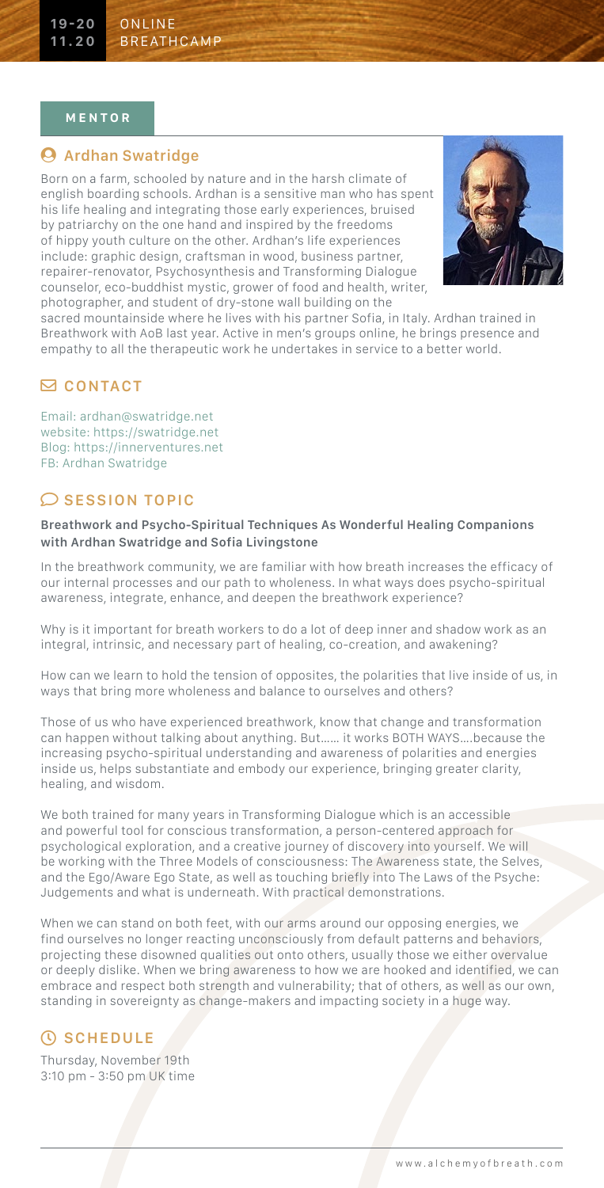**MENTOR**

## Ardhan Swatridge

Born on a farm, schooled by nature and in the harsh climate of english boarding schools. Ardhan is a sensitive man who has spent his life healing and integrating those early experiences, bruised by patriarchy on the one hand and inspired by the freedoms of hippy youth culture on the other. Ardhan's life experiences include: graphic design, craftsman in wood, business partner, repairer-renovator, Psychosynthesis and Transforming Dialogue counselor, eco-buddhist mystic, grower of food and health, writer, photographer, and student of dry-stone wall building on the sacred mountainside where he lives with his partner Sofia, in Italy. Ardhan trained in Breathwork with AoB last year. Active in men's groups online, he brings presence and empathy to all the therapeutic work he undertakes in service to a better world.

## CONTACT

Email: ardhan@swatridge.net
website: https://swatridge.net
Blog: https://innerventures.net
FB: Ardhan Swatridge

## SESSION TOPIC

**Breathwork and Psycho-Spiritual Techniques As Wonderful Healing Companions with Ardhan Swatridge and Sofia Livingstone**

In the breathwork community, we are familiar with how breath increases the efficacy of our internal processes and our path to wholeness. In what ways does psycho-spiritual awareness, integrate, enhance, and deepen the breathwork experience?

Why is it important for breath workers to do a lot of deep inner and shadow work as an integral, intrinsic, and necessary part of healing, co-creation, and awakening?

How can we learn to hold the tension of opposites, the polarities that live inside of us, in ways that bring more wholeness and balance to ourselves and others?

Those of us who have experienced breathwork, know that change and transformation can happen without talking about anything. But…… it works BOTH WAYS….because the increasing psycho-spiritual understanding and awareness of polarities and energies inside us, helps substantiate and embody our experience, bringing greater clarity, healing, and wisdom.

We both trained for many years in Transforming Dialogue which is an accessible and powerful tool for conscious transformation, a person-centered approach for psychological exploration, and a creative journey of discovery into yourself. We will be working with the Three Models of consciousness: The Awareness state, the Selves, and the Ego/Aware Ego State, as well as touching briefly into The Laws of the Psyche: Judgements and what is underneath. With practical demonstrations.

When we can stand on both feet, with our arms around our opposing energies, we find ourselves no longer reacting unconsciously from default patterns and behaviors, projecting these disowned qualities out onto others, usually those we either overvalue or deeply dislike. When we bring awareness to how we are hooked and identified, we can embrace and respect both strength and vulnerability; that of others, as well as our own, standing in sovereignty as change-makers and impacting society in a huge way.

## SCHEDULE

Thursday, November 19th
3:10 pm - 3:50 pm UK time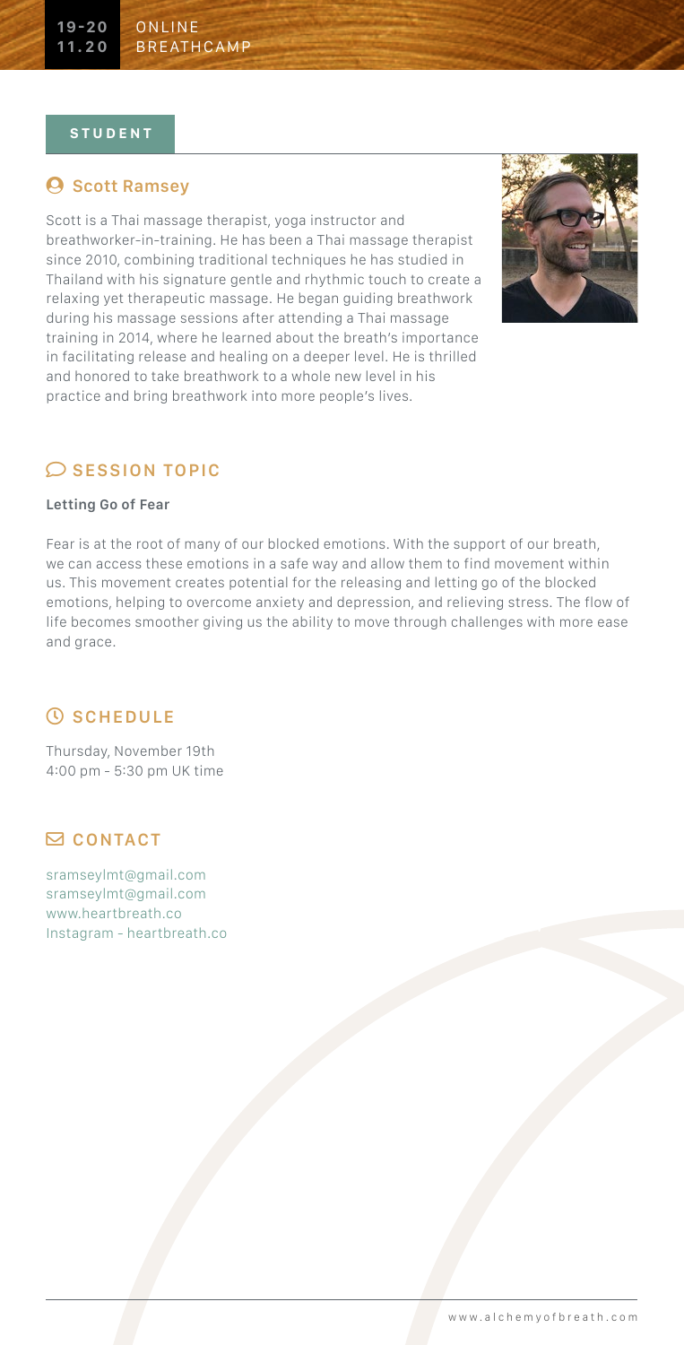19-20 11.20 ONLINE BREATHCAMP

**STUDENT**

## Scott Ramsey

Scott is a Thai massage therapist, yoga instructor and breathworker-in-training. He has been a Thai massage therapist since 2010, combining traditional techniques he has studied in Thailand with his signature gentle and rhythmic touch to create a relaxing yet therapeutic massage. He began guiding breathwork during his massage sessions after attending a Thai massage training in 2014, where he learned about the breath's importance in facilitating release and healing on a deeper level. He is thrilled and honored to take breathwork to a whole new level in his practice and bring breathwork into more people's lives.

## SESSION TOPIC

**Letting Go of Fear**

Fear is at the root of many of our blocked emotions. With the support of our breath, we can access these emotions in a safe way and allow them to find movement within us. This movement creates potential for the releasing and letting go of the blocked emotions, helping to overcome anxiety and depression, and relieving stress. The flow of life becomes smoother giving us the ability to move through challenges with more ease and grace.

## SCHEDULE

Thursday, November 19th
4:00 pm - 5:30 pm UK time

## CONTACT

sramseylmt@gmail.com
sramseylmt@gmail.com
www.heartbreath.co
Instagram - heartbreath.co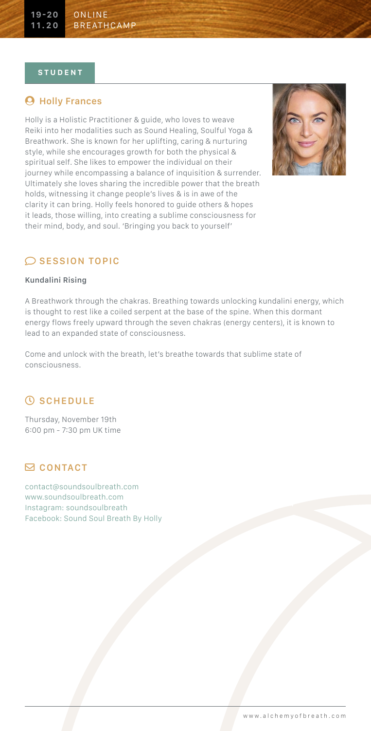**STUDENT**

## Holly Frances

Holly is a Holistic Practitioner & guide, who loves to weave Reiki into her modalities such as Sound Healing, Soulful Yoga & Breathwork. She is known for her uplifting, caring & nurturing style, while she encourages growth for both the physical & spiritual self. She likes to empower the individual on their journey while encompassing a balance of inquisition & surrender. Ultimately she loves sharing the incredible power that the breath holds, witnessing it change people's lives & is in awe of the clarity it can bring. Holly feels honored to guide others & hopes it leads, those willing, into creating a sublime consciousness for their mind, body, and soul. 'Bringing you back to yourself'

## SESSION TOPIC

**Kundalini Rising**

A Breathwork through the chakras. Breathing towards unlocking kundalini energy, which is thought to rest like a coiled serpent at the base of the spine. When this dormant energy flows freely upward through the seven chakras (energy centers), it is known to lead to an expanded state of consciousness.

Come and unlock with the breath, let's breathe towards that sublime state of consciousness.

## SCHEDULE

Thursday, November 19th
6:00 pm - 7:30 pm UK time

## CONTACT

contact@soundsoulbreath.com
www.soundsoulbreath.com
Instagram: soundsoulbreath
Facebook: Sound Soul Breath By Holly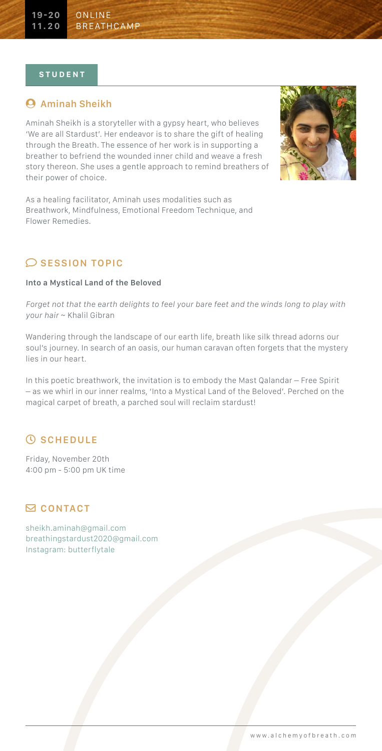**STUDENT**

## Aminah Sheikh

Aminah Sheikh is a storyteller with a gypsy heart, who believes 'We are all Stardust'. Her endeavor is to share the gift of healing through the Breath. The essence of her work is in supporting a breather to befriend the wounded inner child and weave a fresh story thereon. She uses a gentle approach to remind breathers of their power of choice.

As a healing facilitator, Aminah uses modalities such as Breathwork, Mindfulness, Emotional Freedom Technique, and Flower Remedies.

## SESSION TOPIC

**Into a Mystical Land of the Beloved**

*Forget not that the earth delights to feel your bare feet and the winds long to play with your hair* ~ Khalil Gibran

Wandering through the landscape of our earth life, breath like silk thread adorns our soul's journey. In search of an oasis, our human caravan often forgets that the mystery lies in our heart.

In this poetic breathwork, the invitation is to embody the Mast Qalandar — Free Spirit — as we whirl in our inner realms, 'Into a Mystical Land of the Beloved'. Perched on the magical carpet of breath, a parched soul will reclaim stardust!

## SCHEDULE

Friday, November 20th
4:00 pm - 5:00 pm UK time

## CONTACT

sheikh.aminah@gmail.com
breathingstardust2020@gmail.com
Instagram: butterflytale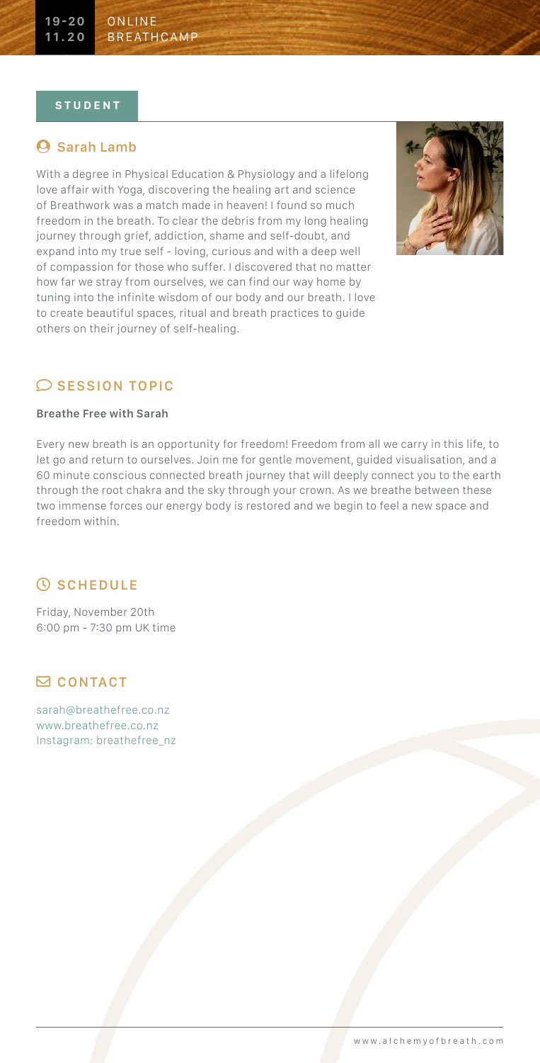**STUDENT**

## Sarah Lamb

With a degree in Physical Education & Physiology and a lifelong love affair with Yoga, discovering the healing art and science of Breathwork was a match made in heaven! I found so much freedom in the breath. To clear the debris from my long healing journey through grief, addiction, shame and self-doubt, and expand into my true self – loving, curious and with a deep well of compassion for those who suffer. I discovered that no matter how far we stray from ourselves, we can find our way home by tuning into the infinite wisdom of our body and our breath. I love to create beautiful spaces, ritual and breath practices to guide others on their journey of self-healing.

## SESSION TOPIC

**Breathe Free with Sarah**

Every new breath is an opportunity for freedom! Freedom from all we carry in this life, to let go and return to ourselves. Join me for gentle movement, guided visualisation, and a 60 minute conscious connected breath journey that will deeply connect you to the earth through the root chakra and the sky through your crown. As we breathe between these two immense forces our energy body is restored and we begin to feel a new space and freedom within.

## SCHEDULE

Friday, November 20th
6:00 pm – 7:30 pm UK time

## CONTACT

sarah@breathefree.co.nz
www.breathefree.co.nz
Instagram: breathefree_nz